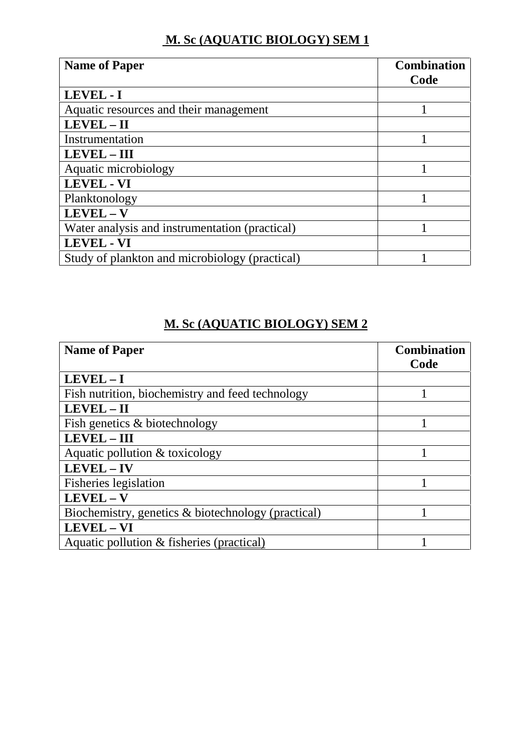## M. Sc (AQUATIC BIOLOGY) SEM 1

| Name of Paper | Combination Code |
|---|---|
| **LEVEL - I** | |
| Aquatic resources and their management | 1 |
| **LEVEL – II** | |
| Instrumentation | 1 |
| **LEVEL – III** | |
| Aquatic microbiology | 1 |
| **LEVEL - VI** | |
| Planktonology | 1 |
| **LEVEL – V** | |
| Water analysis and instrumentation (practical) | 1 |
| **LEVEL - VI** | |
| Study of plankton and microbiology (practical) | 1 |

## M. Sc (AQUATIC BIOLOGY) SEM 2

| Name of Paper | Combination Code |
|---|---|
| **LEVEL – I** | |
| Fish nutrition, biochemistry and feed technology | 1 |
| **LEVEL – II** | |
| Fish genetics & biotechnology | 1 |
| **LEVEL – III** | |
| Aquatic pollution & toxicology | 1 |
| **LEVEL – IV** | |
| Fisheries legislation | 1 |
| **LEVEL – V** | |
| Biochemistry, genetics & biotechnology (practical) | 1 |
| **LEVEL – VI** | |
| Aquatic pollution & fisheries (practical) | 1 |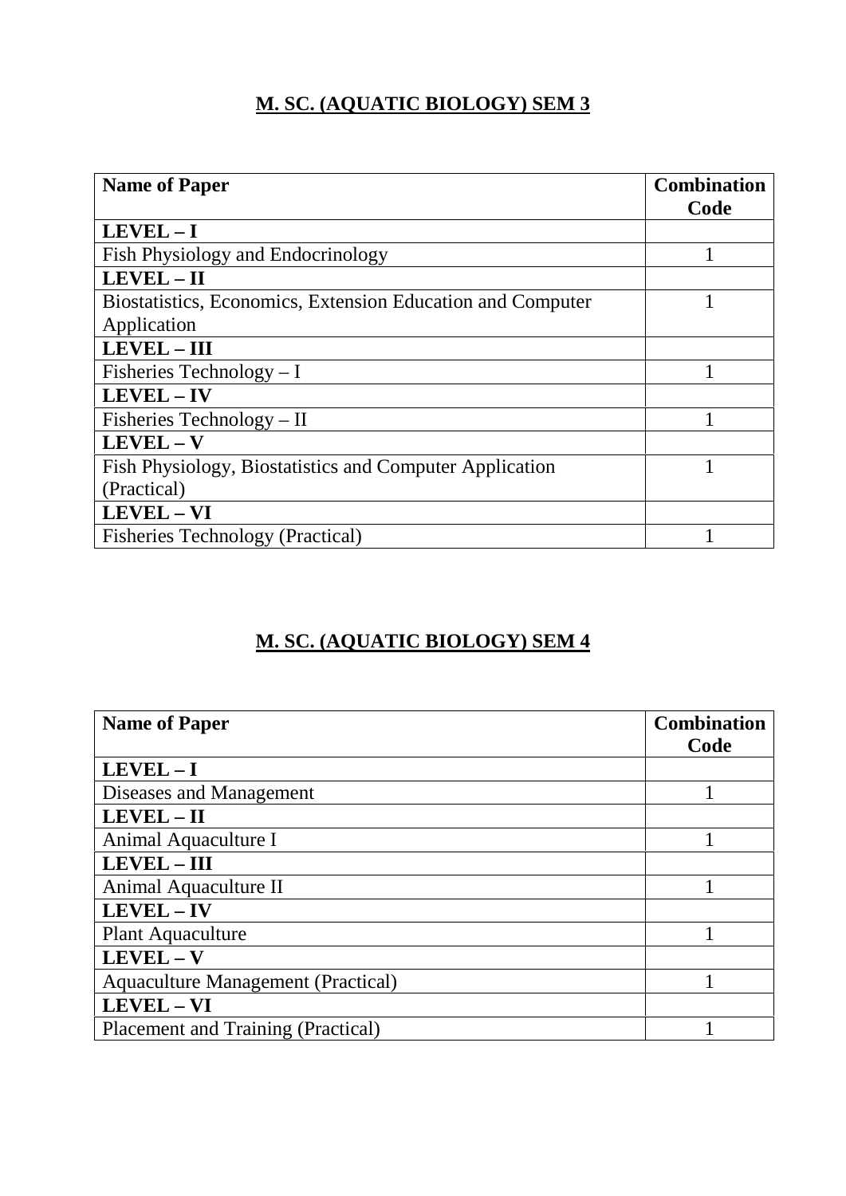## M. SC. (AQUATIC BIOLOGY) SEM 3

| Name of Paper | Combination Code |
|---|---|
| **LEVEL – I** | |
| Fish Physiology and Endocrinology | 1 |
| **LEVEL – II** | |
| Biostatistics, Economics, Extension Education and Computer Application | 1 |
| **LEVEL – III** | |
| Fisheries Technology – I | 1 |
| **LEVEL – IV** | |
| Fisheries Technology – II | 1 |
| **LEVEL – V** | |
| Fish Physiology, Biostatistics and Computer Application (Practical) | 1 |
| **LEVEL – VI** | |
| Fisheries Technology (Practical) | 1 |

## M. SC. (AQUATIC BIOLOGY) SEM 4

| Name of Paper | Combination Code |
|---|---|
| **LEVEL – I** | |
| Diseases and Management | 1 |
| **LEVEL – II** | |
| Animal Aquaculture I | 1 |
| **LEVEL – III** | |
| Animal Aquaculture II | 1 |
| **LEVEL – IV** | |
| Plant Aquaculture | 1 |
| **LEVEL – V** | |
| Aquaculture Management (Practical) | 1 |
| **LEVEL – VI** | |
| Placement and Training (Practical) | 1 |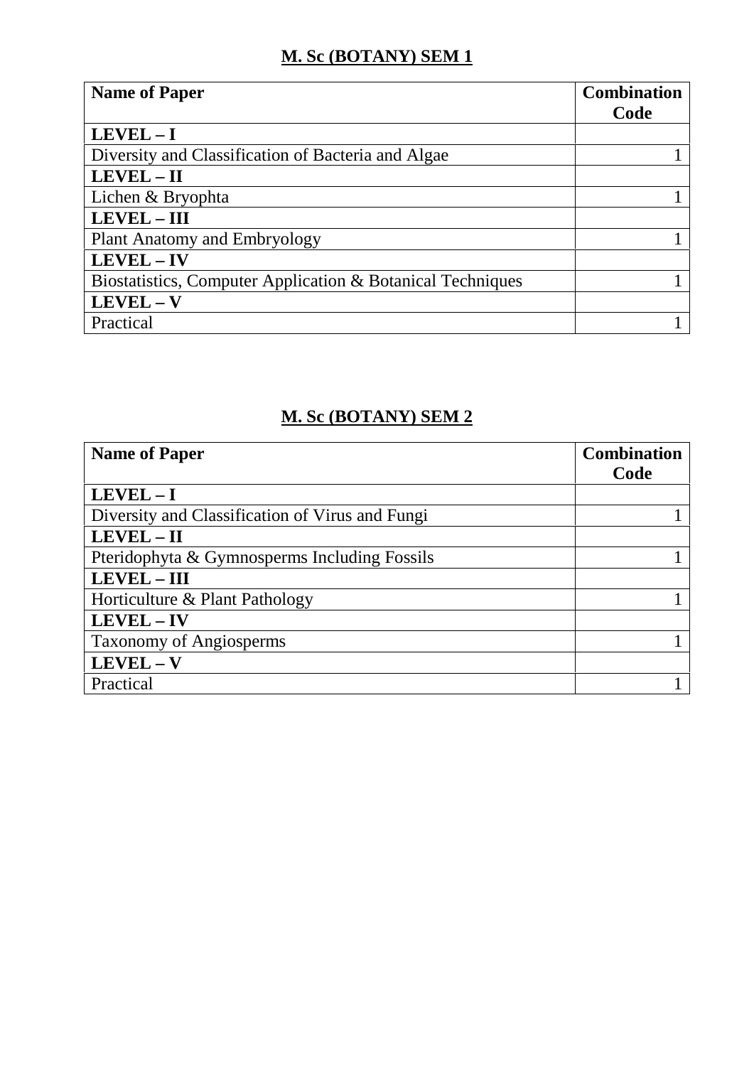## M. Sc (BOTANY) SEM 1

| **Name of Paper** | **Combination Code** |
|---|---|
| **LEVEL – I** | |
| Diversity and Classification of Bacteria and Algae | 1 |
| **LEVEL – II** | |
| Lichen & Bryophta | 1 |
| **LEVEL – III** | |
| Plant Anatomy and Embryology | 1 |
| **LEVEL – IV** | |
| Biostatistics, Computer Application & Botanical Techniques | 1 |
| **LEVEL – V** | |
| Practical | 1 |

## M. Sc (BOTANY) SEM 2

| **Name of Paper** | **Combination Code** |
|---|---|
| **LEVEL – I** | |
| Diversity and Classification of Virus and Fungi | 1 |
| **LEVEL – II** | |
| Pteridophyta & Gymnosperms Including Fossils | 1 |
| **LEVEL – III** | |
| Horticulture & Plant Pathology | 1 |
| **LEVEL – IV** | |
| Taxonomy of Angiosperms | 1 |
| **LEVEL – V** | |
| Practical | 1 |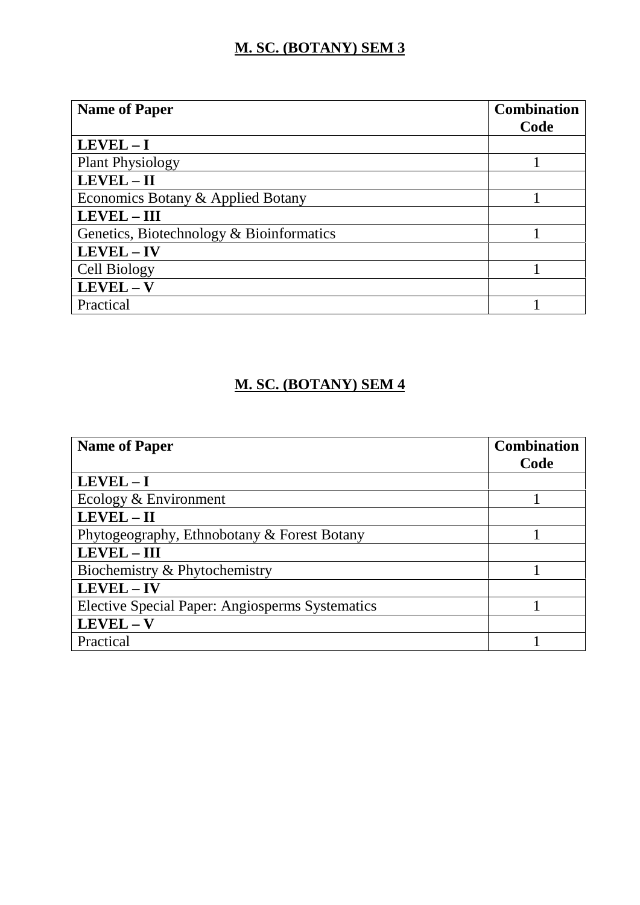## M. SC. (BOTANY) SEM 3

| Name of Paper | Combination Code |
|---|---|
| **LEVEL – I** | |
| Plant Physiology | 1 |
| **LEVEL – II** | |
| Economics Botany & Applied Botany | 1 |
| **LEVEL – III** | |
| Genetics, Biotechnology & Bioinformatics | 1 |
| **LEVEL – IV** | |
| Cell Biology | 1 |
| **LEVEL – V** | |
| Practical | 1 |

## M. SC. (BOTANY) SEM 4

| Name of Paper | Combination Code |
|---|---|
| **LEVEL – I** | |
| Ecology & Environment | 1 |
| **LEVEL – II** | |
| Phytogeography, Ethnobotany & Forest Botany | 1 |
| **LEVEL – III** | |
| Biochemistry & Phytochemistry | 1 |
| **LEVEL – IV** | |
| Elective Special Paper: Angiosperms Systematics | 1 |
| **LEVEL – V** | |
| Practical | 1 |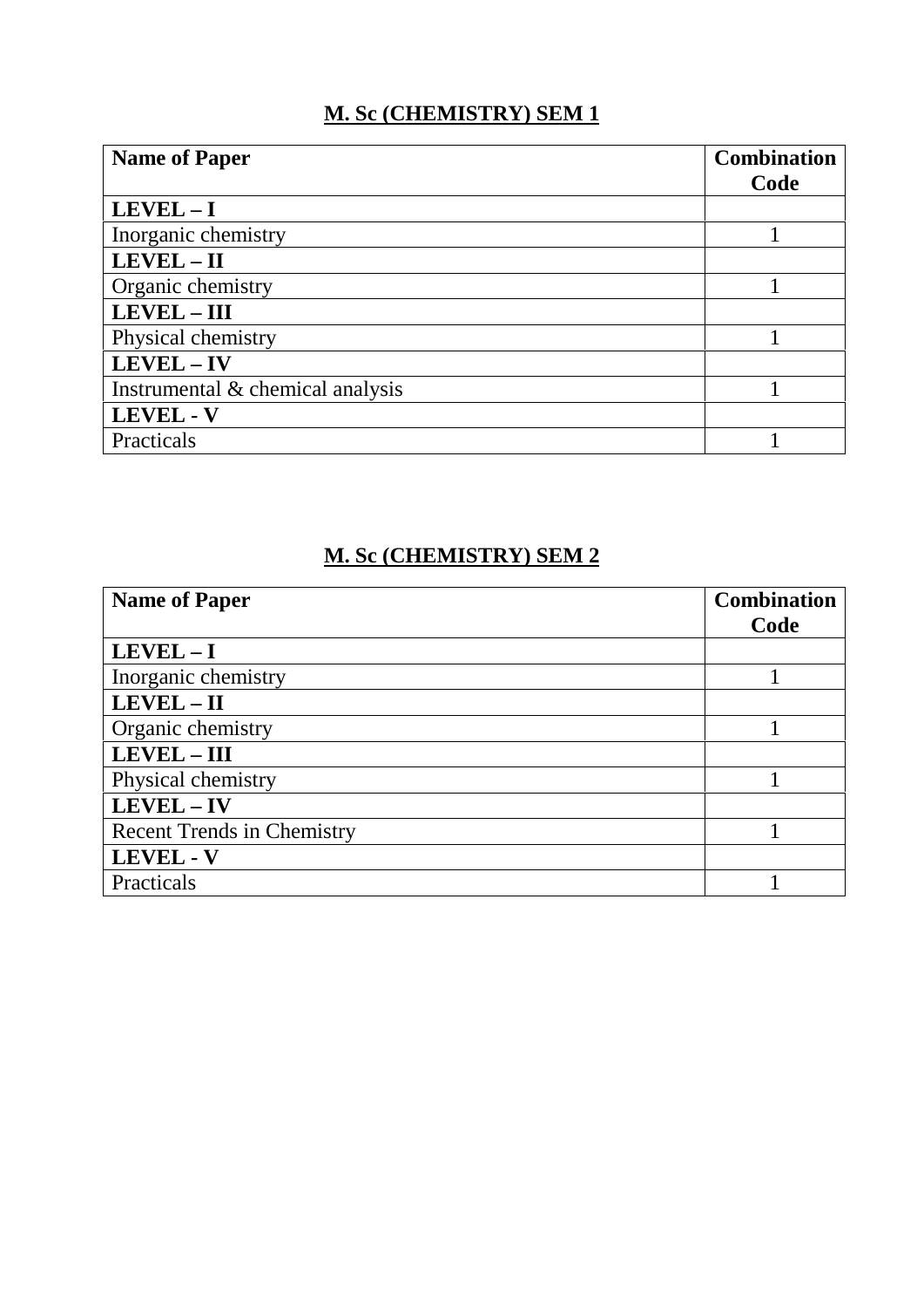## M. Sc (CHEMISTRY) SEM 1

| Name of Paper | Combination Code |
|---|---|
| **LEVEL – I** | |
| Inorganic chemistry | 1 |
| **LEVEL – II** | |
| Organic chemistry | 1 |
| **LEVEL – III** | |
| Physical chemistry | 1 |
| **LEVEL – IV** | |
| Instrumental & chemical analysis | 1 |
| **LEVEL - V** | |
| Practicals | 1 |

## M. Sc (CHEMISTRY) SEM 2

| Name of Paper | Combination Code |
|---|---|
| **LEVEL – I** | |
| Inorganic chemistry | 1 |
| **LEVEL – II** | |
| Organic chemistry | 1 |
| **LEVEL – III** | |
| Physical chemistry | 1 |
| **LEVEL – IV** | |
| Recent Trends in Chemistry | 1 |
| **LEVEL - V** | |
| Practicals | 1 |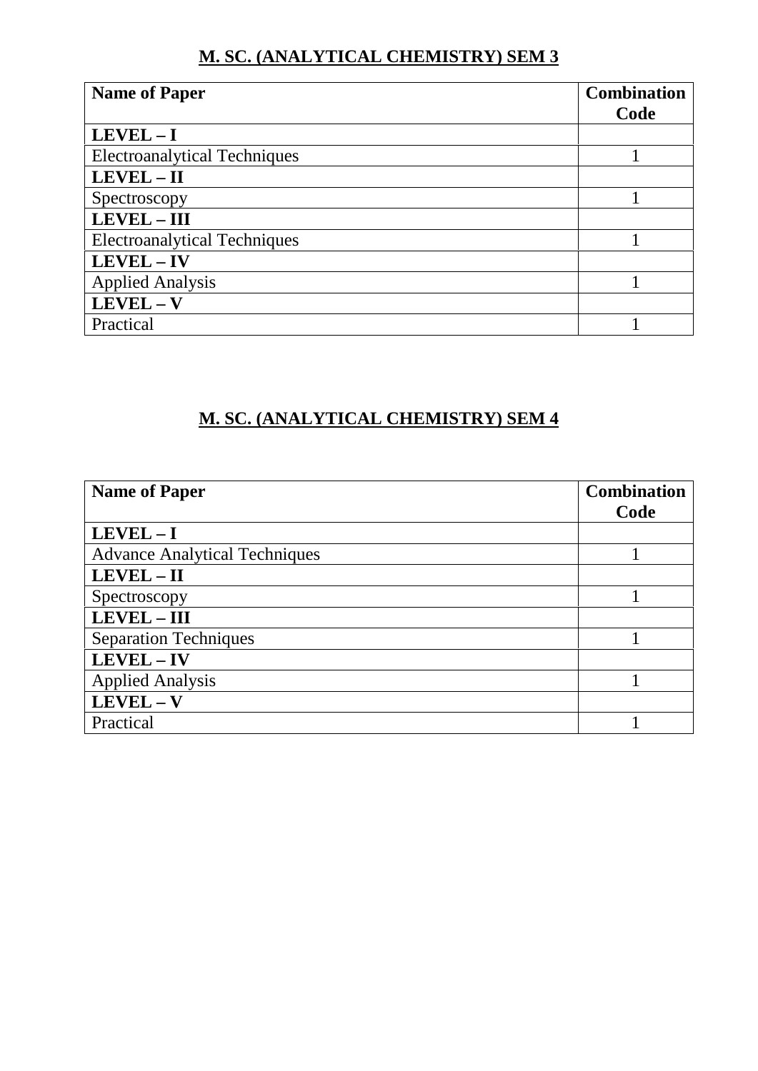## M. SC. (ANALYTICAL CHEMISTRY) SEM 3

| Name of Paper | Combination Code |
|---|---|
| **LEVEL – I** | |
| Electroanalytical Techniques | 1 |
| **LEVEL – II** | |
| Spectroscopy | 1 |
| **LEVEL – III** | |
| Electroanalytical Techniques | 1 |
| **LEVEL – IV** | |
| Applied Analysis | 1 |
| **LEVEL – V** | |
| Practical | 1 |

## M. SC. (ANALYTICAL CHEMISTRY) SEM 4

| Name of Paper | Combination Code |
|---|---|
| **LEVEL – I** | |
| Advance Analytical Techniques | 1 |
| **LEVEL – II** | |
| Spectroscopy | 1 |
| **LEVEL – III** | |
| Separation Techniques | 1 |
| **LEVEL – IV** | |
| Applied Analysis | 1 |
| **LEVEL – V** | |
| Practical | 1 |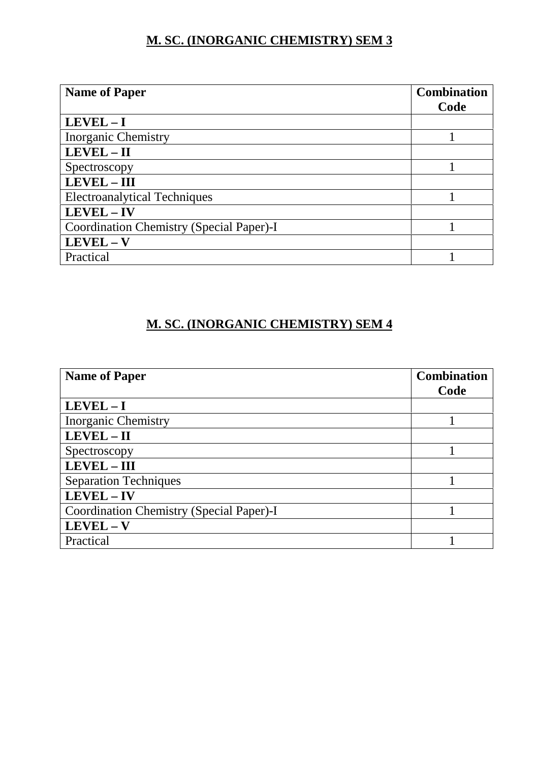## M. SC. (INORGANIC CHEMISTRY) SEM 3

| Name of Paper | Combination Code |
|---|---|
| **LEVEL – I** | |
| Inorganic Chemistry | 1 |
| **LEVEL – II** | |
| Spectroscopy | 1 |
| **LEVEL – III** | |
| Electroanalytical Techniques | 1 |
| **LEVEL – IV** | |
| Coordination Chemistry (Special Paper)-I | 1 |
| **LEVEL – V** | |
| Practical | 1 |

## M. SC. (INORGANIC CHEMISTRY) SEM 4

| Name of Paper | Combination Code |
|---|---|
| **LEVEL – I** | |
| Inorganic Chemistry | 1 |
| **LEVEL – II** | |
| Spectroscopy | 1 |
| **LEVEL – III** | |
| Separation Techniques | 1 |
| **LEVEL – IV** | |
| Coordination Chemistry (Special Paper)-I | 1 |
| **LEVEL – V** | |
| Practical | 1 |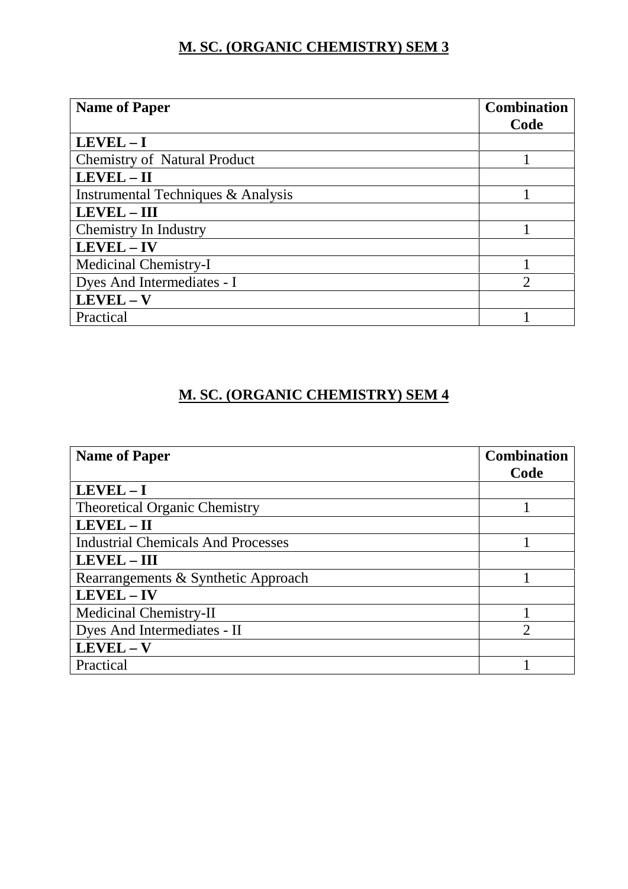## M. SC. (ORGANIC CHEMISTRY) SEM 3

| **Name of Paper** | **Combination Code** |
|---|---|
| **LEVEL – I** | |
| Chemistry of Natural Product | 1 |
| **LEVEL – II** | |
| Instrumental Techniques & Analysis | 1 |
| **LEVEL – III** | |
| Chemistry In Industry | 1 |
| **LEVEL – IV** | |
| Medicinal Chemistry-I | 1 |
| Dyes And Intermediates - I | 2 |
| **LEVEL – V** | |
| Practical | 1 |

## M. SC. (ORGANIC CHEMISTRY) SEM 4

| **Name of Paper** | **Combination Code** |
|---|---|
| **LEVEL – I** | |
| Theoretical Organic Chemistry | 1 |
| **LEVEL – II** | |
| Industrial Chemicals And Processes | 1 |
| **LEVEL – III** | |
| Rearrangements & Synthetic Approach | 1 |
| **LEVEL – IV** | |
| Medicinal Chemistry-II | 1 |
| Dyes And Intermediates - II | 2 |
| **LEVEL – V** | |
| Practical | 1 |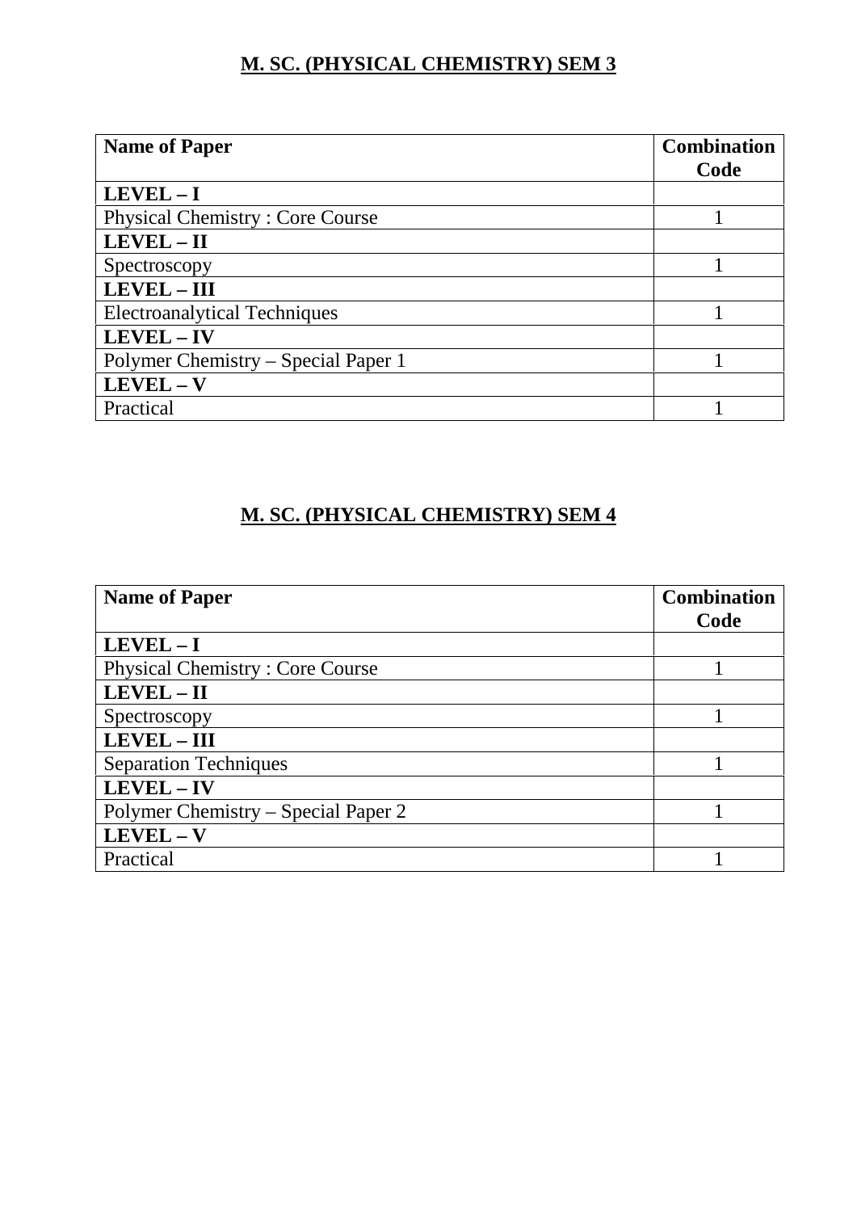## M. SC. (PHYSICAL CHEMISTRY) SEM 3

| Name of Paper | Combination Code |
|---|---|
| **LEVEL – I** | |
| Physical Chemistry : Core Course | 1 |
| **LEVEL – II** | |
| Spectroscopy | 1 |
| **LEVEL – III** | |
| Electroanalytical Techniques | 1 |
| **LEVEL – IV** | |
| Polymer Chemistry – Special Paper 1 | 1 |
| **LEVEL – V** | |
| Practical | 1 |

## M. SC. (PHYSICAL CHEMISTRY) SEM 4

| Name of Paper | Combination Code |
|---|---|
| **LEVEL – I** | |
| Physical Chemistry : Core Course | 1 |
| **LEVEL – II** | |
| Spectroscopy | 1 |
| **LEVEL – III** | |
| Separation Techniques | 1 |
| **LEVEL – IV** | |
| Polymer Chemistry – Special Paper 2 | 1 |
| **LEVEL – V** | |
| Practical | 1 |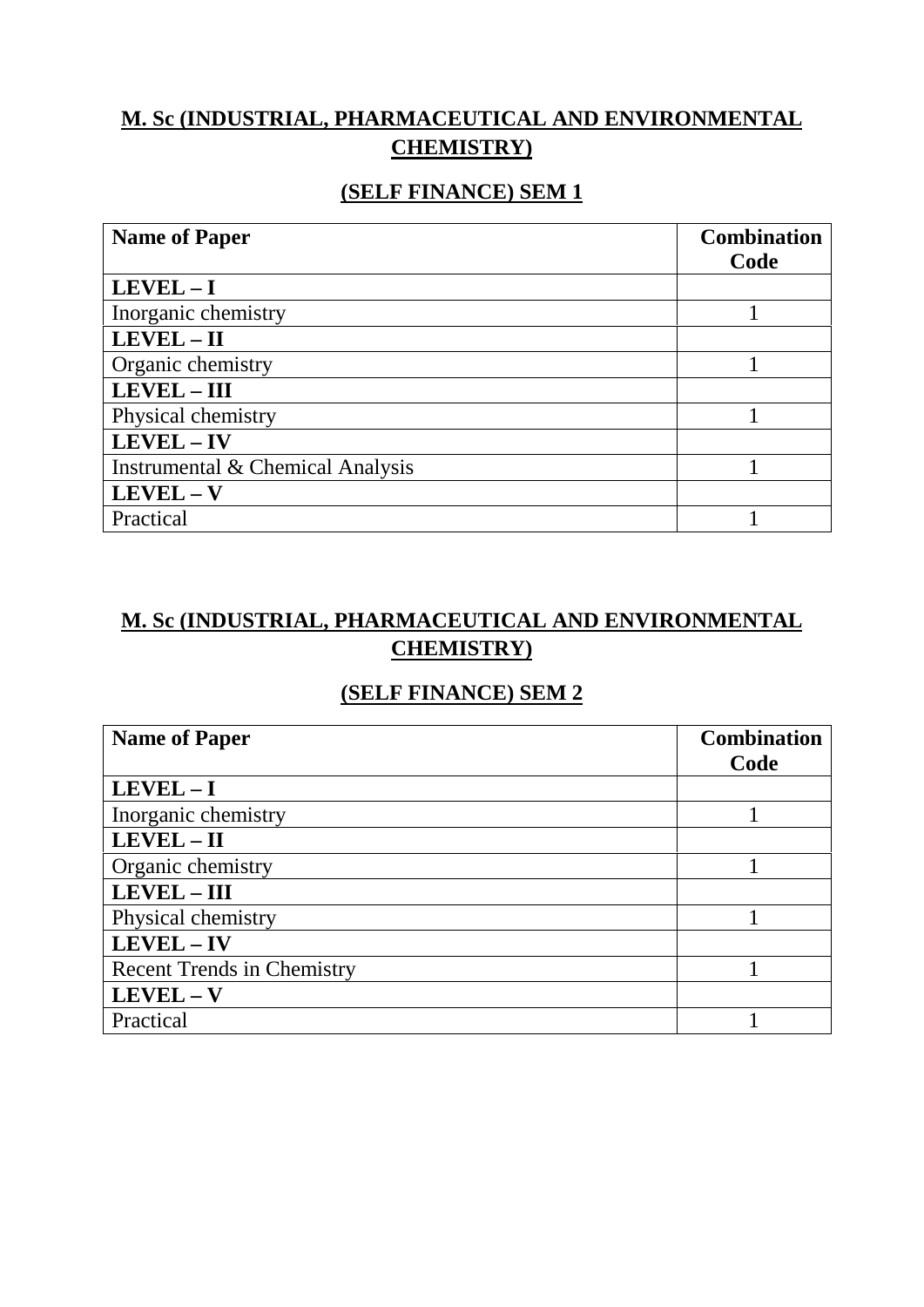## M. Sc (INDUSTRIAL, PHARMACEUTICAL AND ENVIRONMENTAL CHEMISTRY)

### (SELF FINANCE) SEM 1

| Name of Paper | Combination Code |
| --- | --- |
| **LEVEL – I** | |
| Inorganic chemistry | 1 |
| **LEVEL – II** | |
| Organic chemistry | 1 |
| **LEVEL – III** | |
| Physical chemistry | 1 |
| **LEVEL – IV** | |
| Instrumental & Chemical Analysis | 1 |
| **LEVEL – V** | |
| Practical | 1 |

## M. Sc (INDUSTRIAL, PHARMACEUTICAL AND ENVIRONMENTAL CHEMISTRY)

### (SELF FINANCE) SEM 2

| Name of Paper | Combination Code |
| --- | --- |
| **LEVEL – I** | |
| Inorganic chemistry | 1 |
| **LEVEL – II** | |
| Organic chemistry | 1 |
| **LEVEL – III** | |
| Physical chemistry | 1 |
| **LEVEL – IV** | |
| Recent Trends in Chemistry | 1 |
| **LEVEL – V** | |
| Practical | 1 |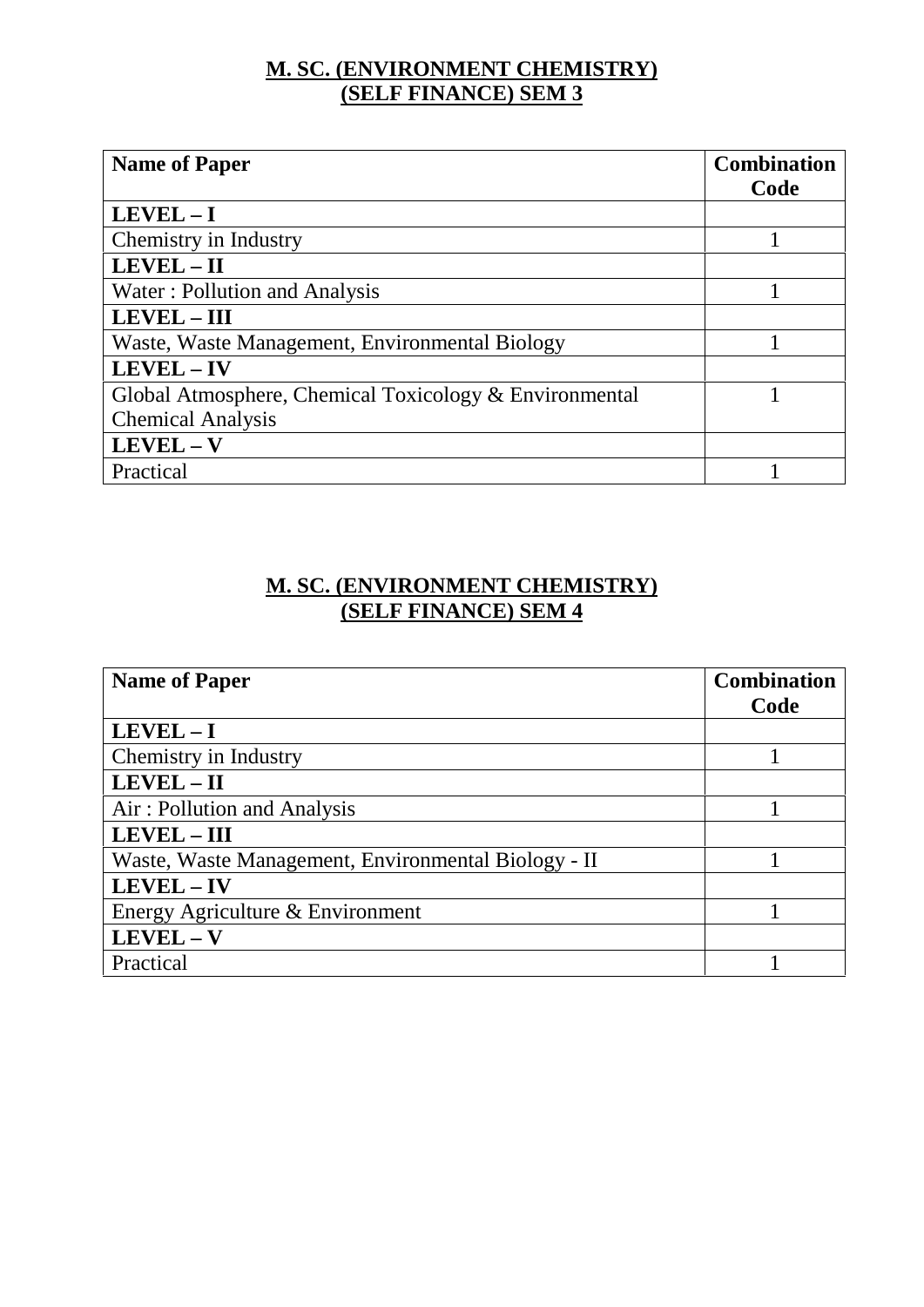## M. SC. (ENVIRONMENT CHEMISTRY)
## (SELF FINANCE) SEM 3

| Name of Paper | Combination Code |
|---|---|
| **LEVEL – I** | |
| Chemistry in Industry | 1 |
| **LEVEL – II** | |
| Water : Pollution and Analysis | 1 |
| **LEVEL – III** | |
| Waste, Waste Management, Environmental Biology | 1 |
| **LEVEL – IV** | |
| Global Atmosphere, Chemical Toxicology & Environmental Chemical Analysis | 1 |
| **LEVEL – V** | |
| Practical | 1 |

## M. SC. (ENVIRONMENT CHEMISTRY)
## (SELF FINANCE) SEM 4

| Name of Paper | Combination Code |
|---|---|
| **LEVEL – I** | |
| Chemistry in Industry | 1 |
| **LEVEL – II** | |
| Air : Pollution and Analysis | 1 |
| **LEVEL – III** | |
| Waste, Waste Management, Environmental Biology - II | 1 |
| **LEVEL – IV** | |
| Energy Agriculture & Environment | 1 |
| **LEVEL – V** | |
| Practical | 1 |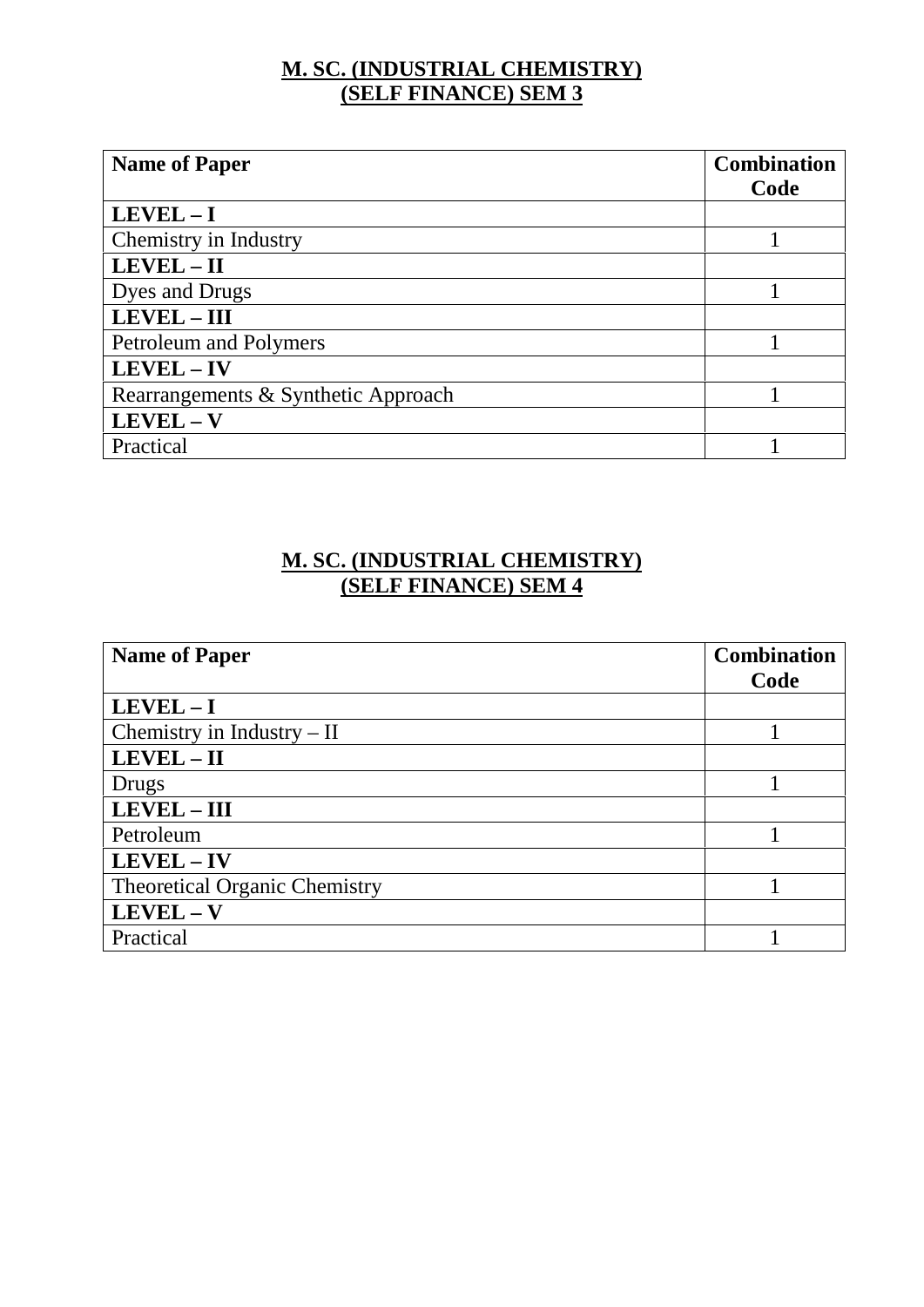## M. SC. (INDUSTRIAL CHEMISTRY)
## (SELF FINANCE) SEM 3

| Name of Paper | Combination Code |
|---|---|
| **LEVEL – I** | |
| Chemistry in Industry | 1 |
| **LEVEL – II** | |
| Dyes and Drugs | 1 |
| **LEVEL – III** | |
| Petroleum and Polymers | 1 |
| **LEVEL – IV** | |
| Rearrangements & Synthetic Approach | 1 |
| **LEVEL – V** | |
| Practical | 1 |

## M. SC. (INDUSTRIAL CHEMISTRY)
## (SELF FINANCE) SEM 4

| Name of Paper | Combination Code |
|---|---|
| **LEVEL – I** | |
| Chemistry in Industry – II | 1 |
| **LEVEL – II** | |
| Drugs | 1 |
| **LEVEL – III** | |
| Petroleum | 1 |
| **LEVEL – IV** | |
| Theoretical Organic Chemistry | 1 |
| **LEVEL – V** | |
| Practical | 1 |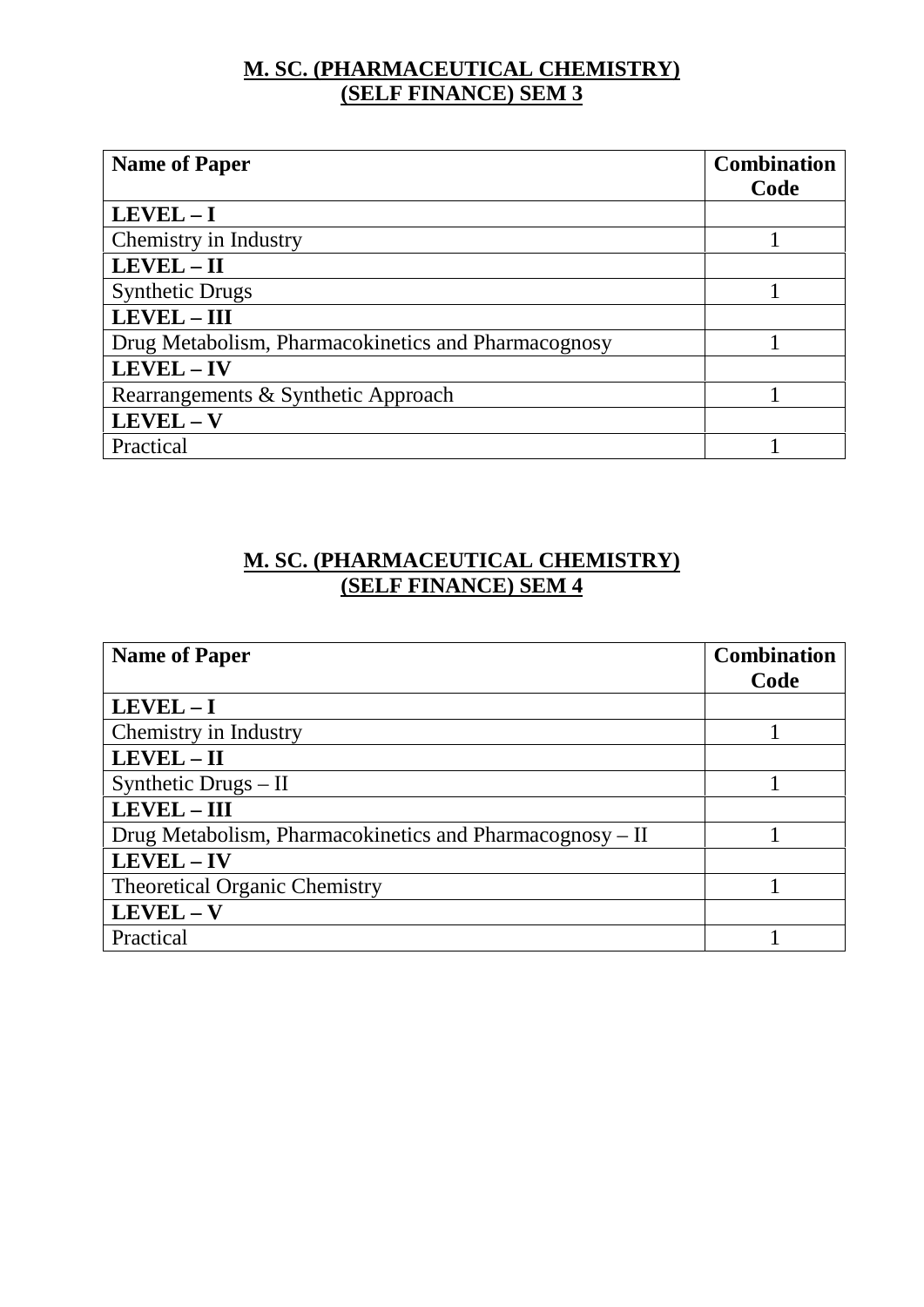## M. SC. (PHARMACEUTICAL CHEMISTRY) (SELF FINANCE) SEM 3

| Name of Paper | Combination Code |
|---|---|
| **LEVEL – I** | |
| Chemistry in Industry | 1 |
| **LEVEL – II** | |
| Synthetic Drugs | 1 |
| **LEVEL – III** | |
| Drug Metabolism, Pharmacokinetics and Pharmacognosy | 1 |
| **LEVEL – IV** | |
| Rearrangements & Synthetic Approach | 1 |
| **LEVEL – V** | |
| Practical | 1 |

## M. SC. (PHARMACEUTICAL CHEMISTRY) (SELF FINANCE) SEM 4

| Name of Paper | Combination Code |
|---|---|
| **LEVEL – I** | |
| Chemistry in Industry | 1 |
| **LEVEL – II** | |
| Synthetic Drugs – II | 1 |
| **LEVEL – III** | |
| Drug Metabolism, Pharmacokinetics and Pharmacognosy – II | 1 |
| **LEVEL – IV** | |
| Theoretical Organic Chemistry | 1 |
| **LEVEL – V** | |
| Practical | 1 |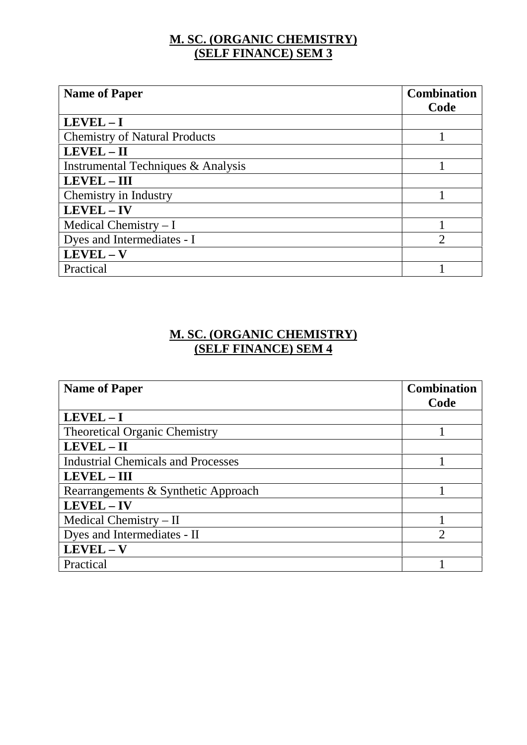## M. SC. (ORGANIC CHEMISTRY)
## (SELF FINANCE) SEM 3

| Name of Paper | Combination Code |
|---|---|
| **LEVEL – I** | |
| Chemistry of Natural Products | 1 |
| **LEVEL – II** | |
| Instrumental Techniques & Analysis | 1 |
| **LEVEL – III** | |
| Chemistry in Industry | 1 |
| **LEVEL – IV** | |
| Medical Chemistry – I | 1 |
| Dyes and Intermediates - I | 2 |
| **LEVEL – V** | |
| Practical | 1 |

## M. SC. (ORGANIC CHEMISTRY)
## (SELF FINANCE) SEM 4

| Name of Paper | Combination Code |
|---|---|
| **LEVEL – I** | |
| Theoretical Organic Chemistry | 1 |
| **LEVEL – II** | |
| Industrial Chemicals and Processes | 1 |
| **LEVEL – III** | |
| Rearrangements & Synthetic Approach | 1 |
| **LEVEL – IV** | |
| Medical Chemistry – II | 1 |
| Dyes and Intermediates - II | 2 |
| **LEVEL – V** | |
| Practical | 1 |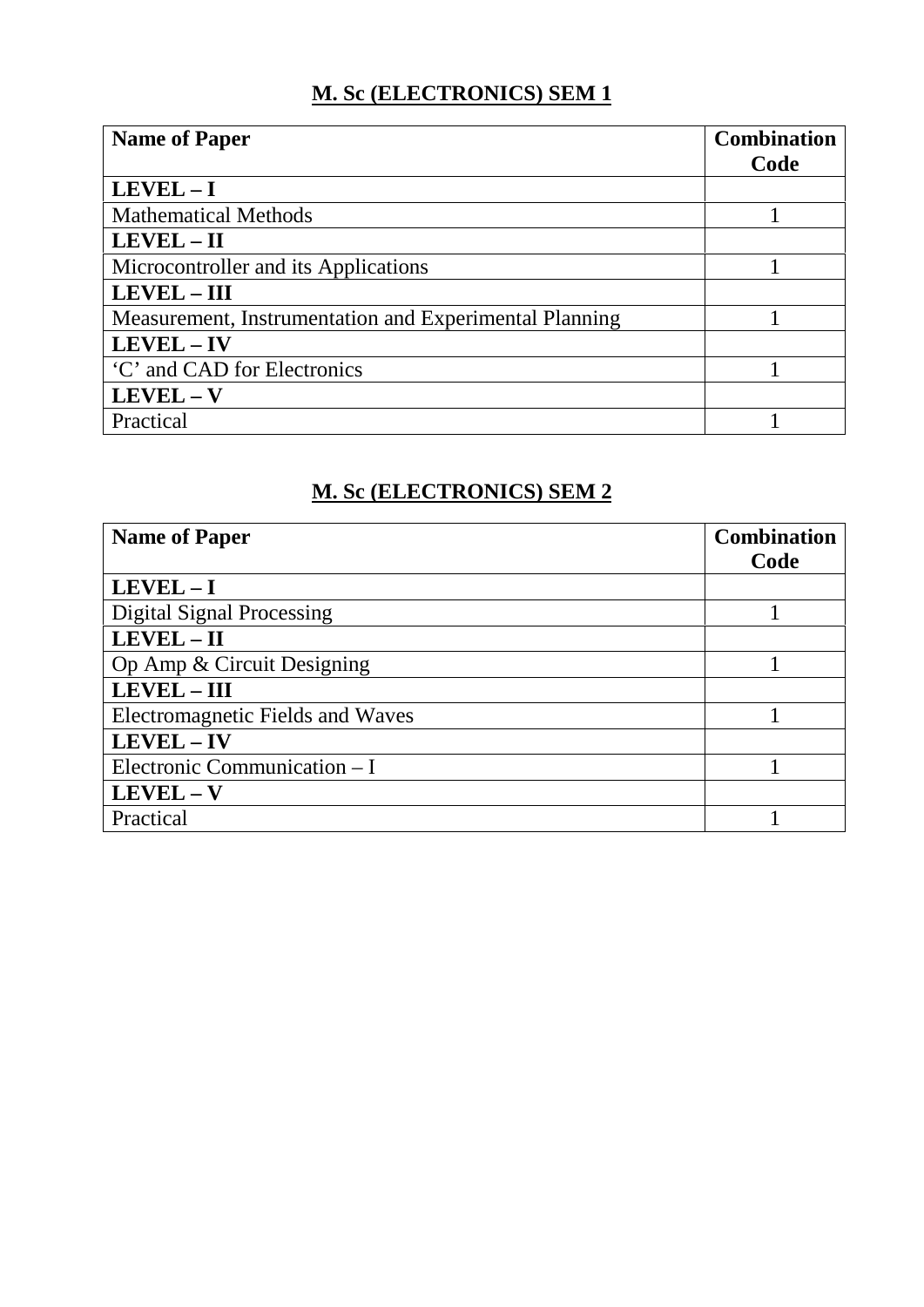## M. Sc (ELECTRONICS) SEM 1

| **Name of Paper** | **Combination Code** |
|---|---|
| **LEVEL – I** | |
| Mathematical Methods | 1 |
| **LEVEL – II** | |
| Microcontroller and its Applications | 1 |
| **LEVEL – III** | |
| Measurement, Instrumentation and Experimental Planning | 1 |
| **LEVEL – IV** | |
| 'C' and CAD for Electronics | 1 |
| **LEVEL – V** | |
| Practical | 1 |

## M. Sc (ELECTRONICS) SEM 2

| **Name of Paper** | **Combination Code** |
|---|---|
| **LEVEL – I** | |
| Digital Signal Processing | 1 |
| **LEVEL – II** | |
| Op Amp & Circuit Designing | 1 |
| **LEVEL – III** | |
| Electromagnetic Fields and Waves | 1 |
| **LEVEL – IV** | |
| Electronic Communication – I | 1 |
| **LEVEL – V** | |
| Practical | 1 |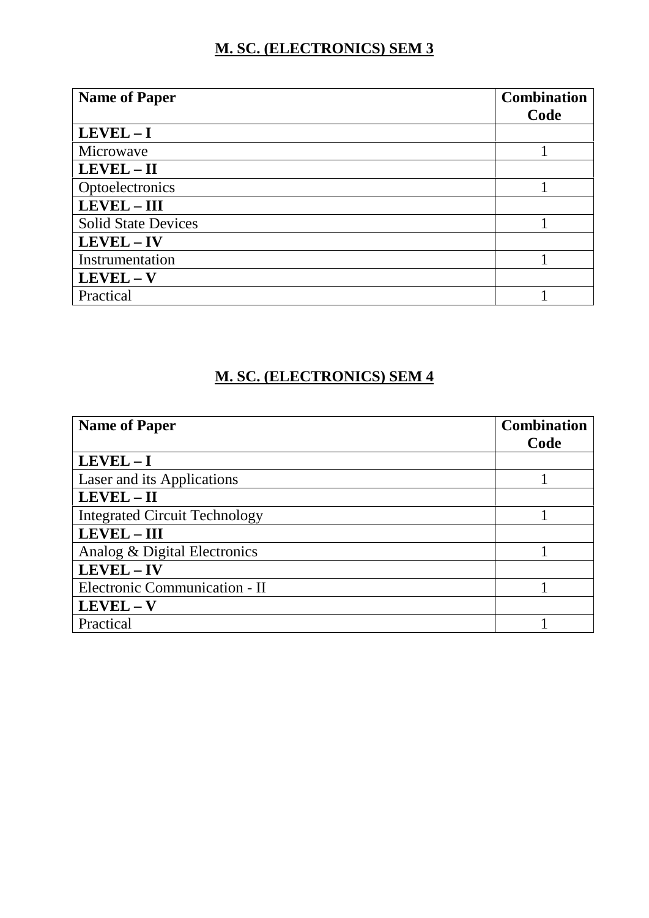## M. SC. (ELECTRONICS) SEM 3

| Name of Paper | Combination Code |
|---|---|
| **LEVEL – I** | |
| Microwave | 1 |
| **LEVEL – II** | |
| Optoelectronics | 1 |
| **LEVEL – III** | |
| Solid State Devices | 1 |
| **LEVEL – IV** | |
| Instrumentation | 1 |
| **LEVEL – V** | |
| Practical | 1 |

## M. SC. (ELECTRONICS) SEM 4

| Name of Paper | Combination Code |
|---|---|
| **LEVEL – I** | |
| Laser and its Applications | 1 |
| **LEVEL – II** | |
| Integrated Circuit Technology | 1 |
| **LEVEL – III** | |
| Analog & Digital Electronics | 1 |
| **LEVEL – IV** | |
| Electronic Communication - II | 1 |
| **LEVEL – V** | |
| Practical | 1 |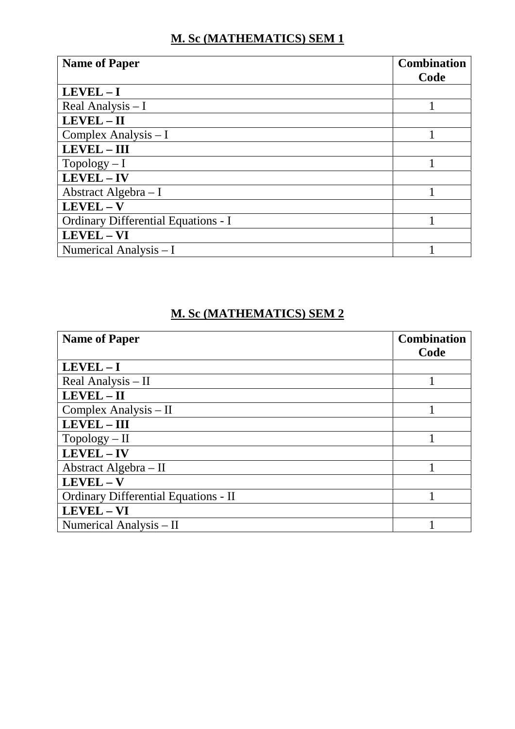## M. Sc (MATHEMATICS) SEM 1

| **Name of Paper** | **Combination Code** |
|---|---|
| **LEVEL – I** | |
| Real Analysis – I | 1 |
| **LEVEL – II** | |
| Complex Analysis – I | 1 |
| **LEVEL – III** | |
| Topology – I | 1 |
| **LEVEL – IV** | |
| Abstract Algebra – I | 1 |
| **LEVEL – V** | |
| Ordinary Differential Equations - I | 1 |
| **LEVEL – VI** | |
| Numerical Analysis – I | 1 |

## M. Sc (MATHEMATICS) SEM 2

| **Name of Paper** | **Combination Code** |
|---|---|
| **LEVEL – I** | |
| Real Analysis – II | 1 |
| **LEVEL – II** | |
| Complex Analysis – II | 1 |
| **LEVEL – III** | |
| Topology – II | 1 |
| **LEVEL – IV** | |
| Abstract Algebra – II | 1 |
| **LEVEL – V** | |
| Ordinary Differential Equations - II | 1 |
| **LEVEL – VI** | |
| Numerical Analysis – II | 1 |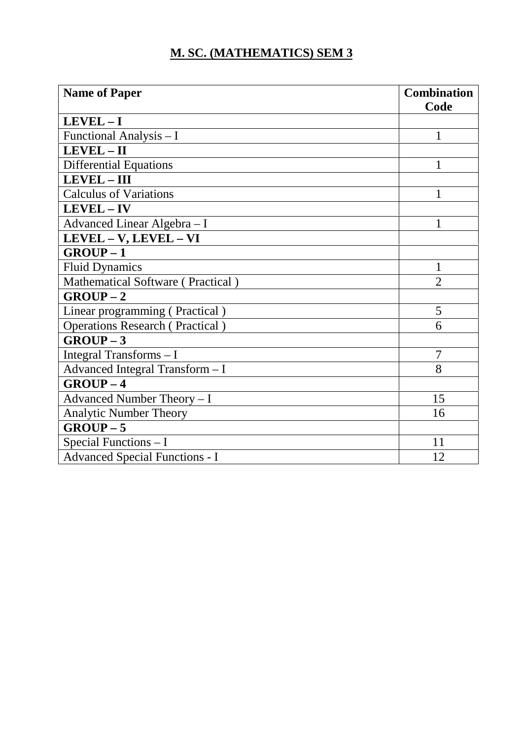# M. SC. (MATHEMATICS) SEM 3

| Name of Paper | Combination Code |
|---|---|
| **LEVEL – I** | |
| Functional Analysis – I | 1 |
| **LEVEL – II** | |
| Differential Equations | 1 |
| **LEVEL – III** | |
| Calculus of Variations | 1 |
| **LEVEL – IV** | |
| Advanced Linear Algebra – I | 1 |
| **LEVEL – V, LEVEL – VI** | |
| **GROUP – 1** | |
| Fluid Dynamics | 1 |
| Mathematical Software ( Practical ) | 2 |
| **GROUP – 2** | |
| Linear programming ( Practical ) | 5 |
| Operations Research ( Practical ) | 6 |
| **GROUP – 3** | |
| Integral Transforms – I | 7 |
| Advanced Integral Transform – I | 8 |
| **GROUP – 4** | |
| Advanced Number Theory – I | 15 |
| Analytic Number Theory | 16 |
| **GROUP – 5** | |
| Special Functions – I | 11 |
| Advanced Special Functions - I | 12 |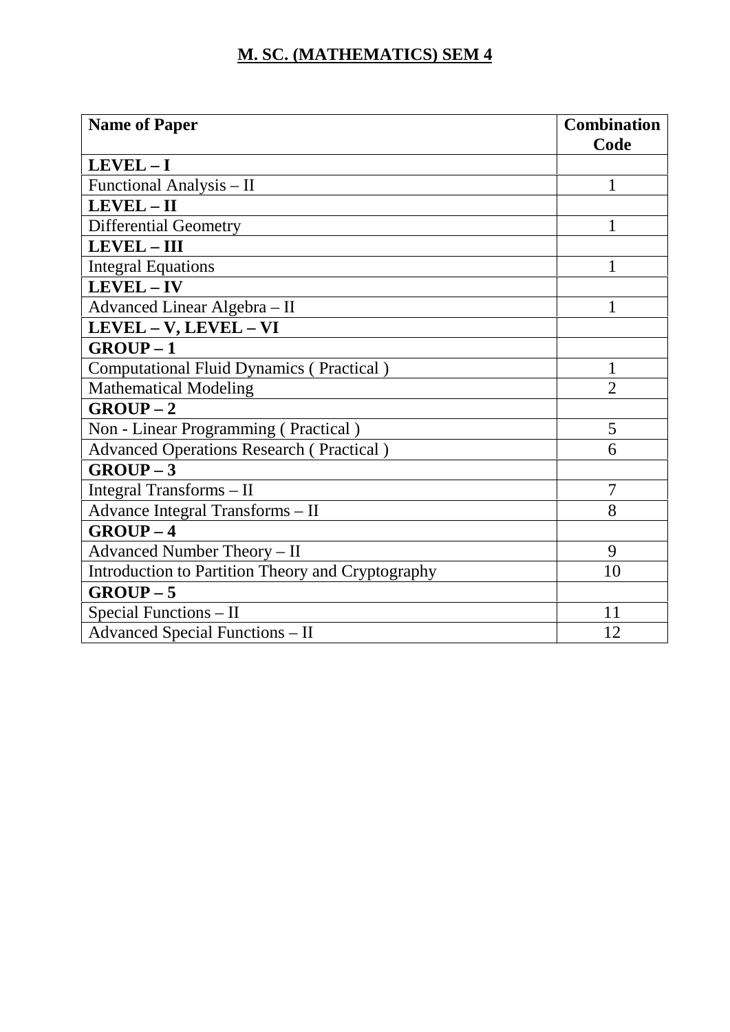## M. SC. (MATHEMATICS) SEM 4

| **Name of Paper** | **Combination Code** |
|---|---|
| **LEVEL – I** | |
| Functional Analysis – II | 1 |
| **LEVEL – II** | |
| Differential Geometry | 1 |
| **LEVEL – III** | |
| Integral Equations | 1 |
| **LEVEL – IV** | |
| Advanced Linear Algebra – II | 1 |
| **LEVEL – V, LEVEL – VI** | |
| **GROUP – 1** | |
| Computational Fluid Dynamics ( Practical ) | 1 |
| Mathematical Modeling | 2 |
| **GROUP – 2** | |
| Non - Linear Programming ( Practical ) | 5 |
| Advanced Operations Research ( Practical ) | 6 |
| **GROUP – 3** | |
| Integral Transforms – II | 7 |
| Advance Integral Transforms – II | 8 |
| **GROUP – 4** | |
| Advanced Number Theory – II | 9 |
| Introduction to Partition Theory and Cryptography | 10 |
| **GROUP – 5** | |
| Special Functions – II | 11 |
| Advanced Special Functions – II | 12 |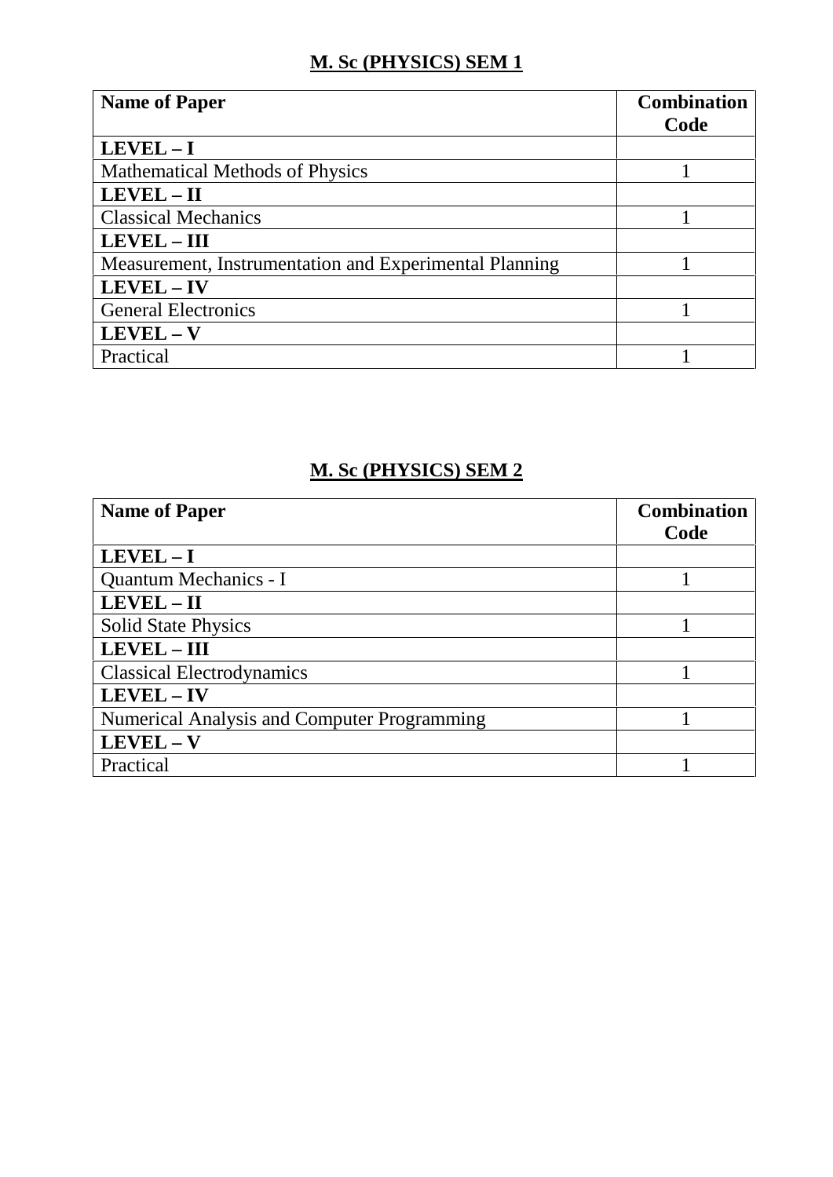## M. Sc (PHYSICS) SEM 1

| Name of Paper | Combination Code |
|---|---|
| **LEVEL – I** | |
| Mathematical Methods of Physics | 1 |
| **LEVEL – II** | |
| Classical Mechanics | 1 |
| **LEVEL – III** | |
| Measurement, Instrumentation and Experimental Planning | 1 |
| **LEVEL – IV** | |
| General Electronics | 1 |
| **LEVEL – V** | |
| Practical | 1 |

## M. Sc (PHYSICS) SEM 2

| Name of Paper | Combination Code |
|---|---|
| **LEVEL – I** | |
| Quantum Mechanics - I | 1 |
| **LEVEL – II** | |
| Solid State Physics | 1 |
| **LEVEL – III** | |
| Classical Electrodynamics | 1 |
| **LEVEL – IV** | |
| Numerical Analysis and Computer Programming | 1 |
| **LEVEL – V** | |
| Practical | 1 |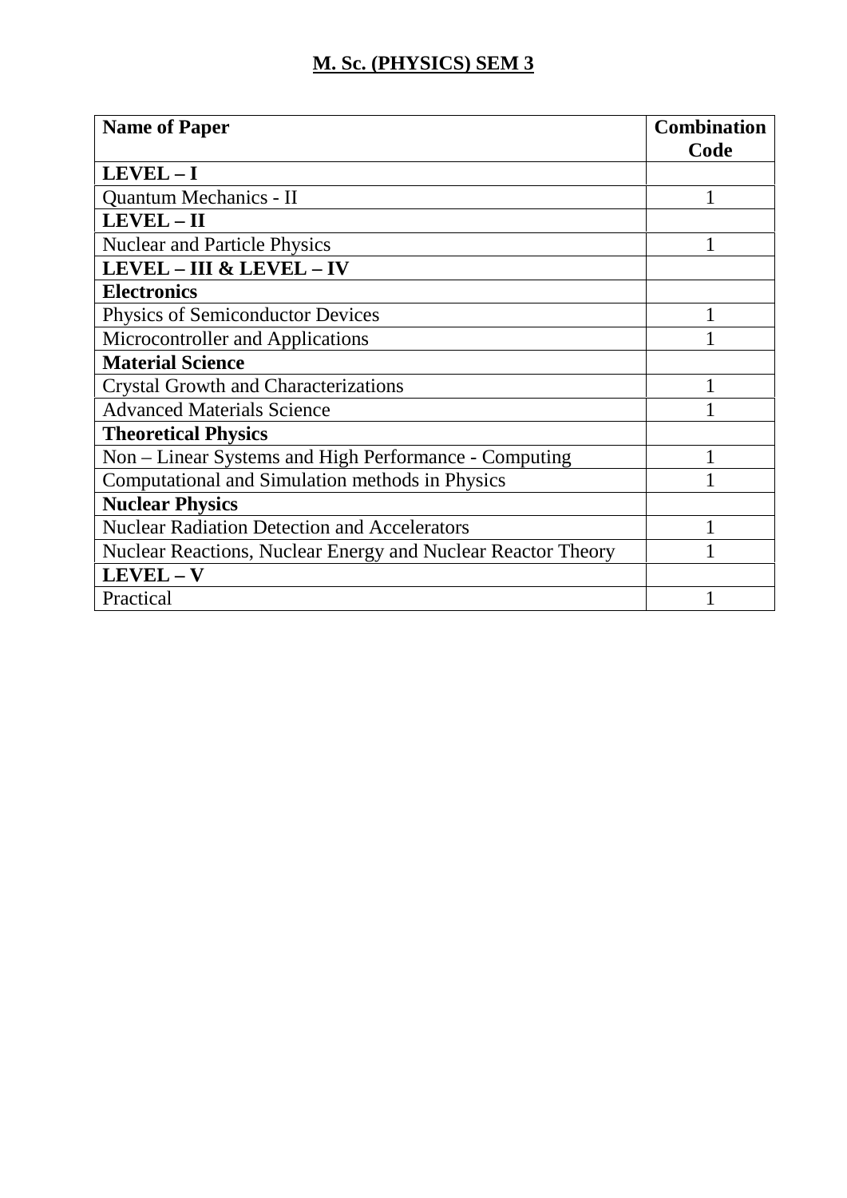**M. Sc. (PHYSICS) SEM 3**

| **Name of Paper** | **Combination Code** |
|---|---|
| **LEVEL – I** | |
| Quantum Mechanics - II | 1 |
| **LEVEL – II** | |
| Nuclear and Particle Physics | 1 |
| **LEVEL – III & LEVEL – IV** | |
| **Electronics** | |
| Physics of Semiconductor Devices | 1 |
| Microcontroller and Applications | 1 |
| **Material Science** | |
| Crystal Growth and Characterizations | 1 |
| Advanced Materials Science | 1 |
| **Theoretical Physics** | |
| Non – Linear Systems and High Performance - Computing | 1 |
| Computational and Simulation methods in Physics | 1 |
| **Nuclear Physics** | |
| Nuclear Radiation Detection and Accelerators | 1 |
| Nuclear Reactions, Nuclear Energy and Nuclear Reactor Theory | 1 |
| **LEVEL – V** | |
| Practical | 1 |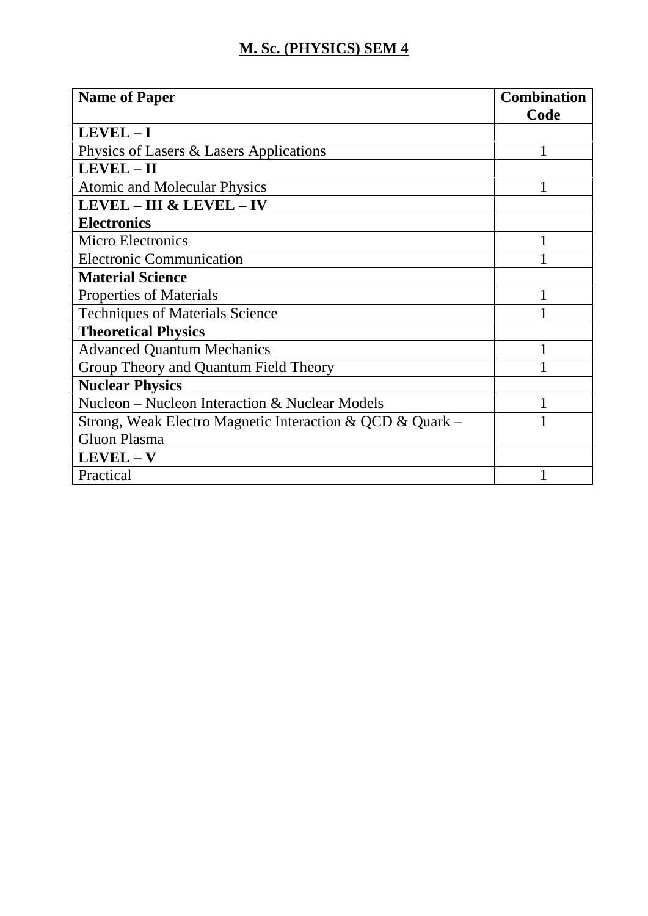## M. Sc. (PHYSICS) SEM 4

| Name of Paper | Combination Code |
|---|---|
| **LEVEL – I** | |
| Physics of Lasers & Lasers Applications | 1 |
| **LEVEL – II** | |
| Atomic and Molecular Physics | 1 |
| **LEVEL – III & LEVEL – IV** | |
| **Electronics** | |
| Micro Electronics | 1 |
| Electronic Communication | 1 |
| **Material Science** | |
| Properties of Materials | 1 |
| Techniques of Materials Science | 1 |
| **Theoretical Physics** | |
| Advanced Quantum Mechanics | 1 |
| Group Theory and Quantum Field Theory | 1 |
| **Nuclear Physics** | |
| Nucleon – Nucleon Interaction & Nuclear Models | 1 |
| Strong, Weak Electro Magnetic Interaction & QCD & Quark – Gluon Plasma | 1 |
| **LEVEL – V** | |
| Practical | 1 |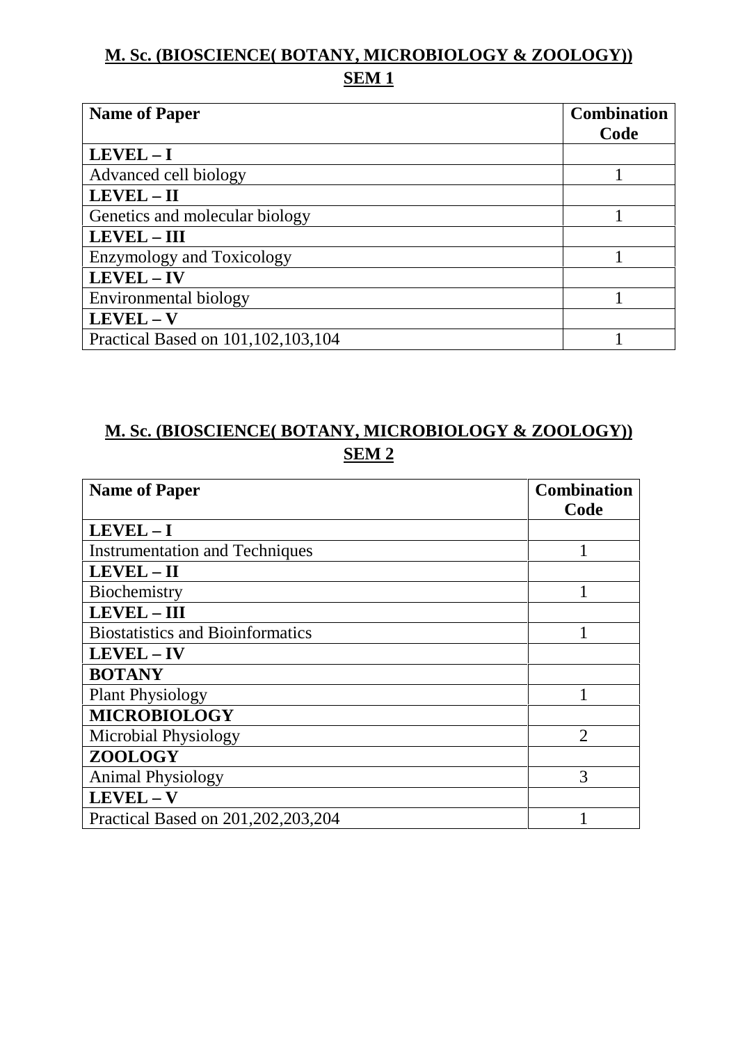## M. Sc. (BIOSCIENCE( BOTANY, MICROBIOLOGY & ZOOLOGY))
## SEM 1

| Name of Paper | Combination Code |
|---|---|
| **LEVEL – I** | |
| Advanced cell biology | 1 |
| **LEVEL – II** | |
| Genetics and molecular biology | 1 |
| **LEVEL – III** | |
| Enzymology and Toxicology | 1 |
| **LEVEL – IV** | |
| Environmental biology | 1 |
| **LEVEL – V** | |
| Practical Based on 101,102,103,104 | 1 |

## M. Sc. (BIOSCIENCE( BOTANY, MICROBIOLOGY & ZOOLOGY))
## SEM 2

| Name of Paper | Combination Code |
|---|---|
| **LEVEL – I** | |
| Instrumentation and Techniques | 1 |
| **LEVEL – II** | |
| Biochemistry | 1 |
| **LEVEL – III** | |
| Biostatistics and Bioinformatics | 1 |
| **LEVEL – IV** | |
| **BOTANY** | |
| Plant Physiology | 1 |
| **MICROBIOLOGY** | |
| Microbial Physiology | 2 |
| **ZOOLOGY** | |
| Animal Physiology | 3 |
| **LEVEL – V** | |
| Practical Based on 201,202,203,204 | 1 |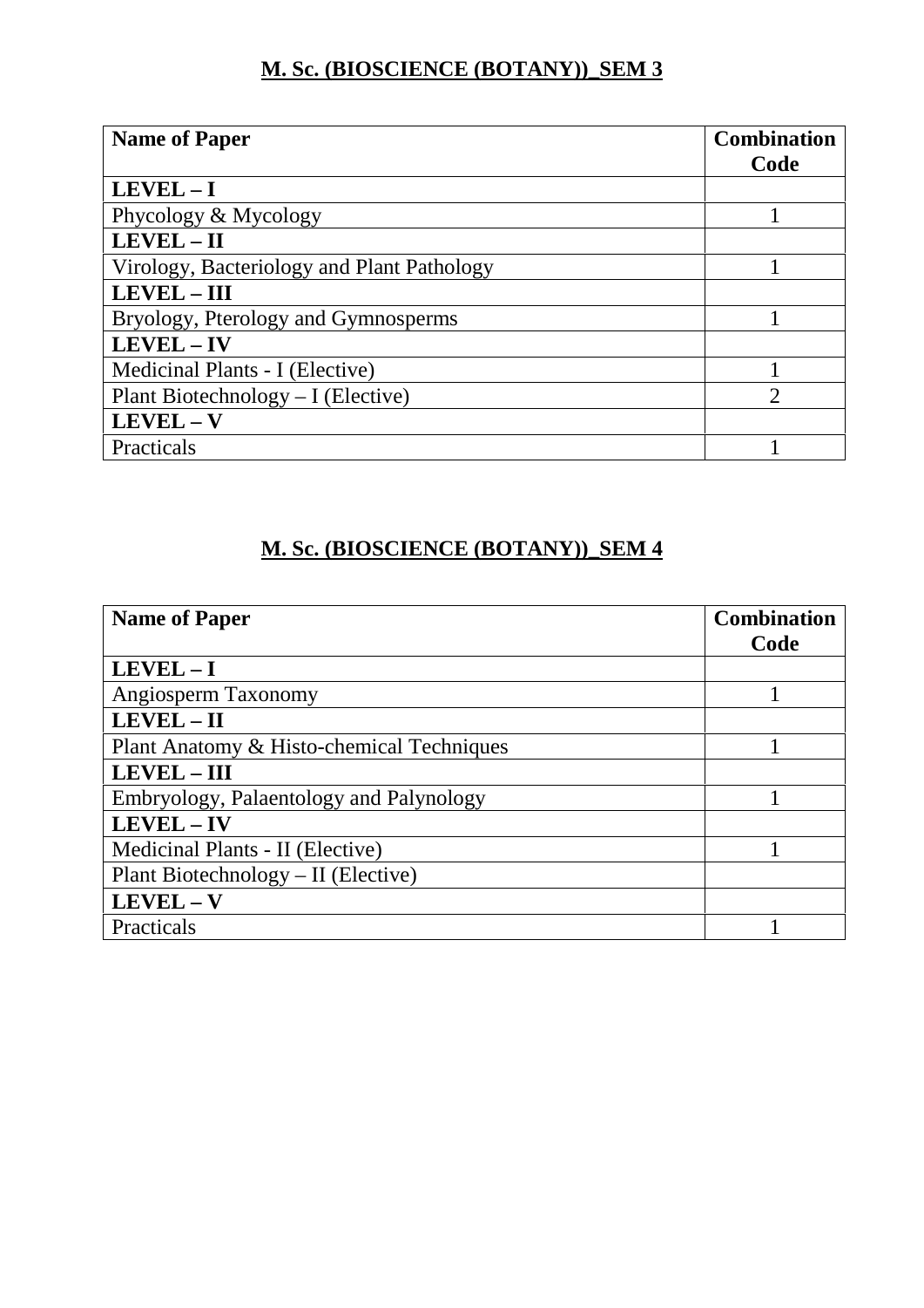## M. Sc. (BIOSCIENCE (BOTANY))_SEM 3

| Name of Paper | Combination Code |
|---|---|
| **LEVEL – I** | |
| Phycology & Mycology | 1 |
| **LEVEL – II** | |
| Virology, Bacteriology and Plant Pathology | 1 |
| **LEVEL – III** | |
| Bryology, Pterology and Gymnosperms | 1 |
| **LEVEL – IV** | |
| Medicinal Plants - I (Elective) | 1 |
| Plant Biotechnology – I (Elective) | 2 |
| **LEVEL – V** | |
| Practicals | 1 |

## M. Sc. (BIOSCIENCE (BOTANY))_SEM 4

| Name of Paper | Combination Code |
|---|---|
| **LEVEL – I** | |
| Angiosperm Taxonomy | 1 |
| **LEVEL – II** | |
| Plant Anatomy & Histo-chemical Techniques | 1 |
| **LEVEL – III** | |
| Embryology, Palaentology and Palynology | 1 |
| **LEVEL – IV** | |
| Medicinal Plants - II (Elective) | 1 |
| Plant Biotechnology – II (Elective) | |
| **LEVEL – V** | |
| Practicals | 1 |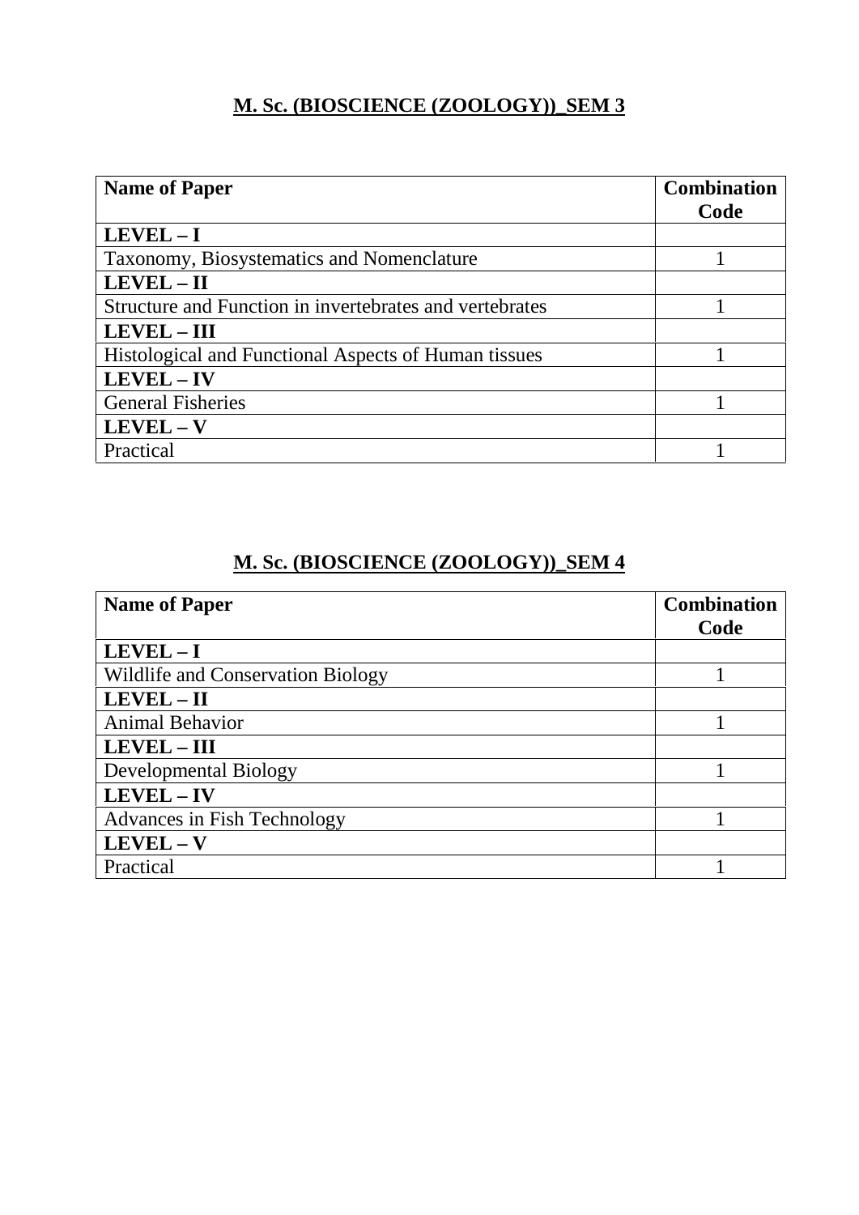## M. Sc. (BIOSCIENCE (ZOOLOGY))_SEM 3

| **Name of Paper** | **Combination Code** |
|---|---|
| **LEVEL – I** | |
| Taxonomy, Biosystematics and Nomenclature | 1 |
| **LEVEL – II** | |
| Structure and Function in invertebrates and vertebrates | 1 |
| **LEVEL – III** | |
| Histological and Functional Aspects of Human tissues | 1 |
| **LEVEL – IV** | |
| General Fisheries | 1 |
| **LEVEL – V** | |
| Practical | 1 |

## M. Sc. (BIOSCIENCE (ZOOLOGY))_SEM 4

| **Name of Paper** | **Combination Code** |
|---|---|
| **LEVEL – I** | |
| Wildlife and Conservation Biology | 1 |
| **LEVEL – II** | |
| Animal Behavior | 1 |
| **LEVEL – III** | |
| Developmental Biology | 1 |
| **LEVEL – IV** | |
| Advances in Fish Technology | 1 |
| **LEVEL – V** | |
| Practical | 1 |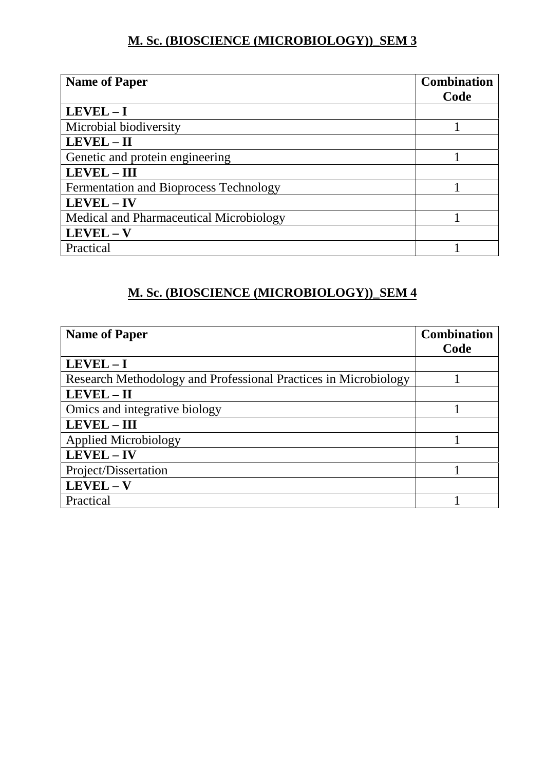## M. Sc. (BIOSCIENCE (MICROBIOLOGY))_SEM 3

| Name of Paper | Combination Code |
|---|---|
| **LEVEL – I** | |
| Microbial biodiversity | 1 |
| **LEVEL – II** | |
| Genetic and protein engineering | 1 |
| **LEVEL – III** | |
| Fermentation and Bioprocess Technology | 1 |
| **LEVEL – IV** | |
| Medical and Pharmaceutical Microbiology | 1 |
| **LEVEL – V** | |
| Practical | 1 |

## M. Sc. (BIOSCIENCE (MICROBIOLOGY))_SEM 4

| Name of Paper | Combination Code |
|---|---|
| **LEVEL – I** | |
| Research Methodology and Professional Practices in Microbiology | 1 |
| **LEVEL – II** | |
| Omics and integrative biology | 1 |
| **LEVEL – III** | |
| Applied Microbiology | 1 |
| **LEVEL – IV** | |
| Project/Dissertation | 1 |
| **LEVEL – V** | |
| Practical | 1 |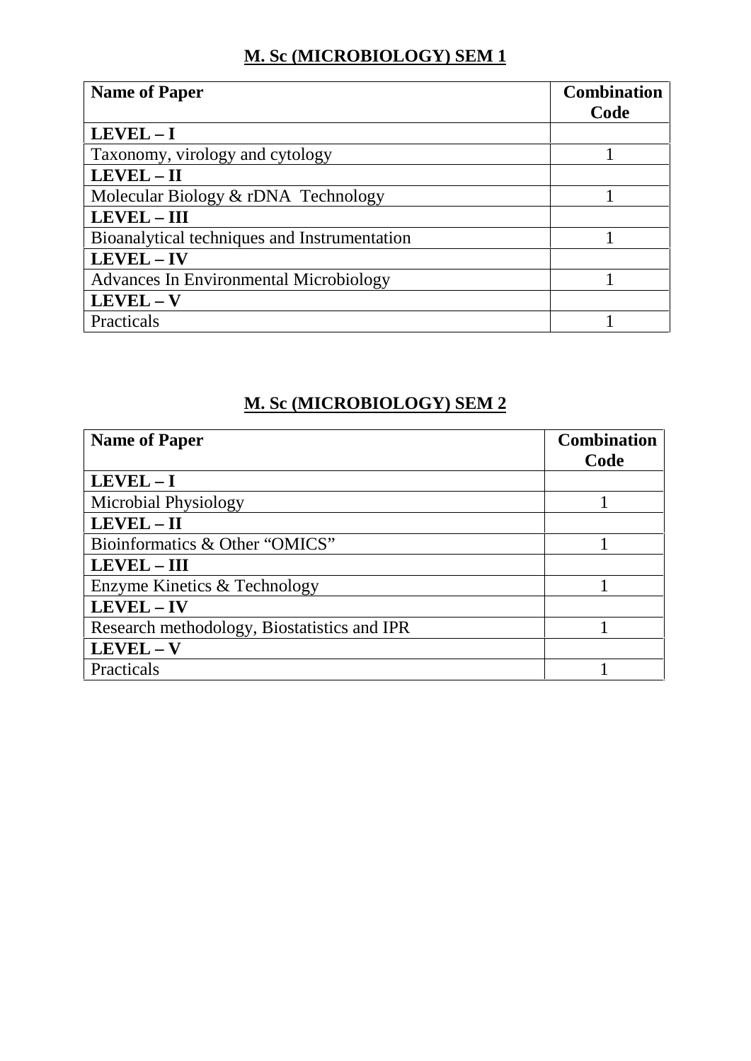## M. Sc (MICROBIOLOGY) SEM 1

| **Name of Paper** | **Combination Code** |
|---|---|
| **LEVEL – I** | |
| Taxonomy, virology and cytology | 1 |
| **LEVEL – II** | |
| Molecular Biology & rDNA Technology | 1 |
| **LEVEL – III** | |
| Bioanalytical techniques and Instrumentation | 1 |
| **LEVEL – IV** | |
| Advances In Environmental Microbiology | 1 |
| **LEVEL – V** | |
| Practicals | 1 |

## M. Sc (MICROBIOLOGY) SEM 2

| **Name of Paper** | **Combination Code** |
|---|---|
| **LEVEL – I** | |
| Microbial Physiology | 1 |
| **LEVEL – II** | |
| Bioinformatics & Other “OMICS” | 1 |
| **LEVEL – III** | |
| Enzyme Kinetics & Technology | 1 |
| **LEVEL – IV** | |
| Research methodology, Biostatistics and IPR | 1 |
| **LEVEL – V** | |
| Practicals | 1 |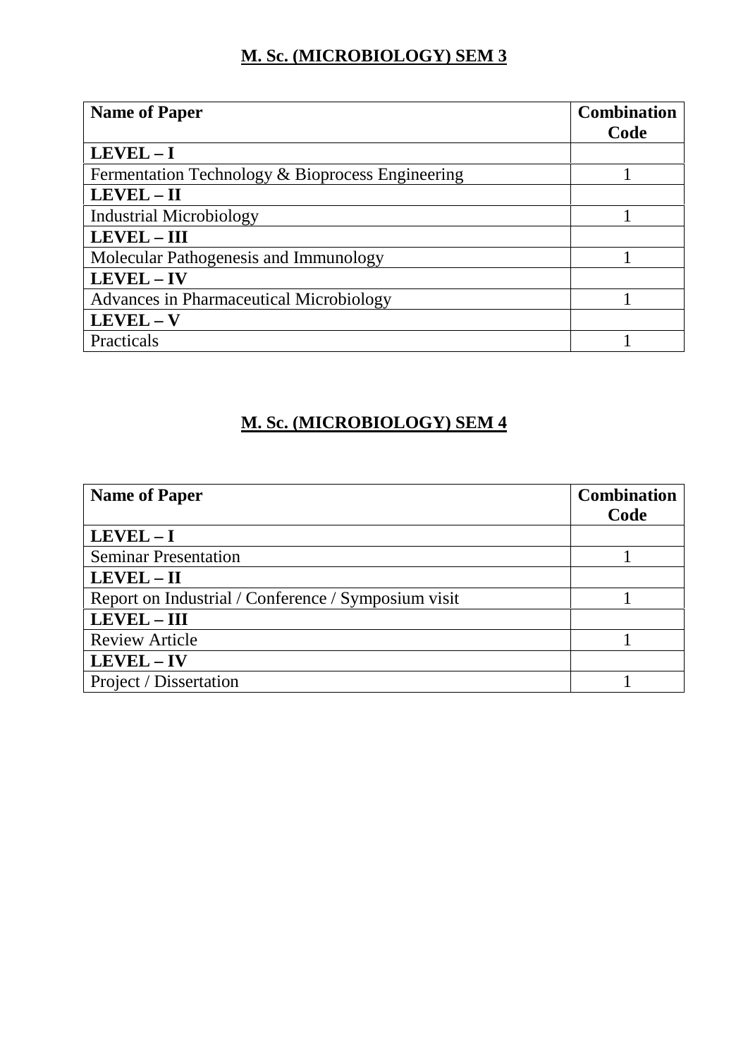## M. Sc. (MICROBIOLOGY) SEM 3

| Name of Paper | Combination Code |
|---|---|
| **LEVEL – I** | |
| Fermentation Technology & Bioprocess Engineering | 1 |
| **LEVEL – II** | |
| Industrial Microbiology | 1 |
| **LEVEL – III** | |
| Molecular Pathogenesis and Immunology | 1 |
| **LEVEL – IV** | |
| Advances in Pharmaceutical Microbiology | 1 |
| **LEVEL – V** | |
| Practicals | 1 |

## M. Sc. (MICROBIOLOGY) SEM 4

| Name of Paper | Combination Code |
|---|---|
| **LEVEL – I** | |
| Seminar Presentation | 1 |
| **LEVEL – II** | |
| Report on Industrial / Conference / Symposium visit | 1 |
| **LEVEL – III** | |
| Review Article | 1 |
| **LEVEL – IV** | |
| Project / Dissertation | 1 |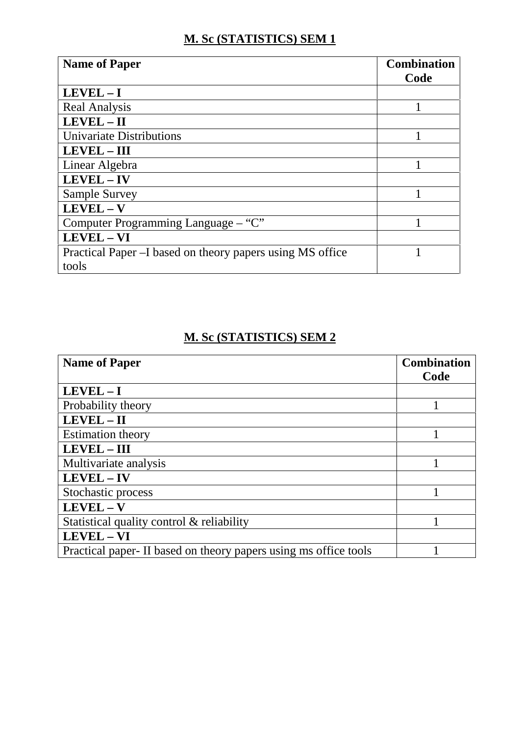## M. Sc (STATISTICS) SEM 1

| **Name of Paper** | **Combination Code** |
|---|---|
| **LEVEL – I** | |
| Real Analysis | 1 |
| **LEVEL – II** | |
| Univariate Distributions | 1 |
| **LEVEL – III** | |
| Linear Algebra | 1 |
| **LEVEL – IV** | |
| Sample Survey | 1 |
| **LEVEL – V** | |
| Computer Programming Language – "C" | 1 |
| **LEVEL – VI** | |
| Practical Paper –I based on theory papers using MS office tools | 1 |

## M. Sc (STATISTICS) SEM 2

| **Name of Paper** | **Combination Code** |
|---|---|
| **LEVEL – I** | |
| Probability theory | 1 |
| **LEVEL – II** | |
| Estimation theory | 1 |
| **LEVEL – III** | |
| Multivariate analysis | 1 |
| **LEVEL – IV** | |
| Stochastic process | 1 |
| **LEVEL – V** | |
| Statistical quality control & reliability | 1 |
| **LEVEL – VI** | |
| Practical paper- II based on theory papers using ms office tools | 1 |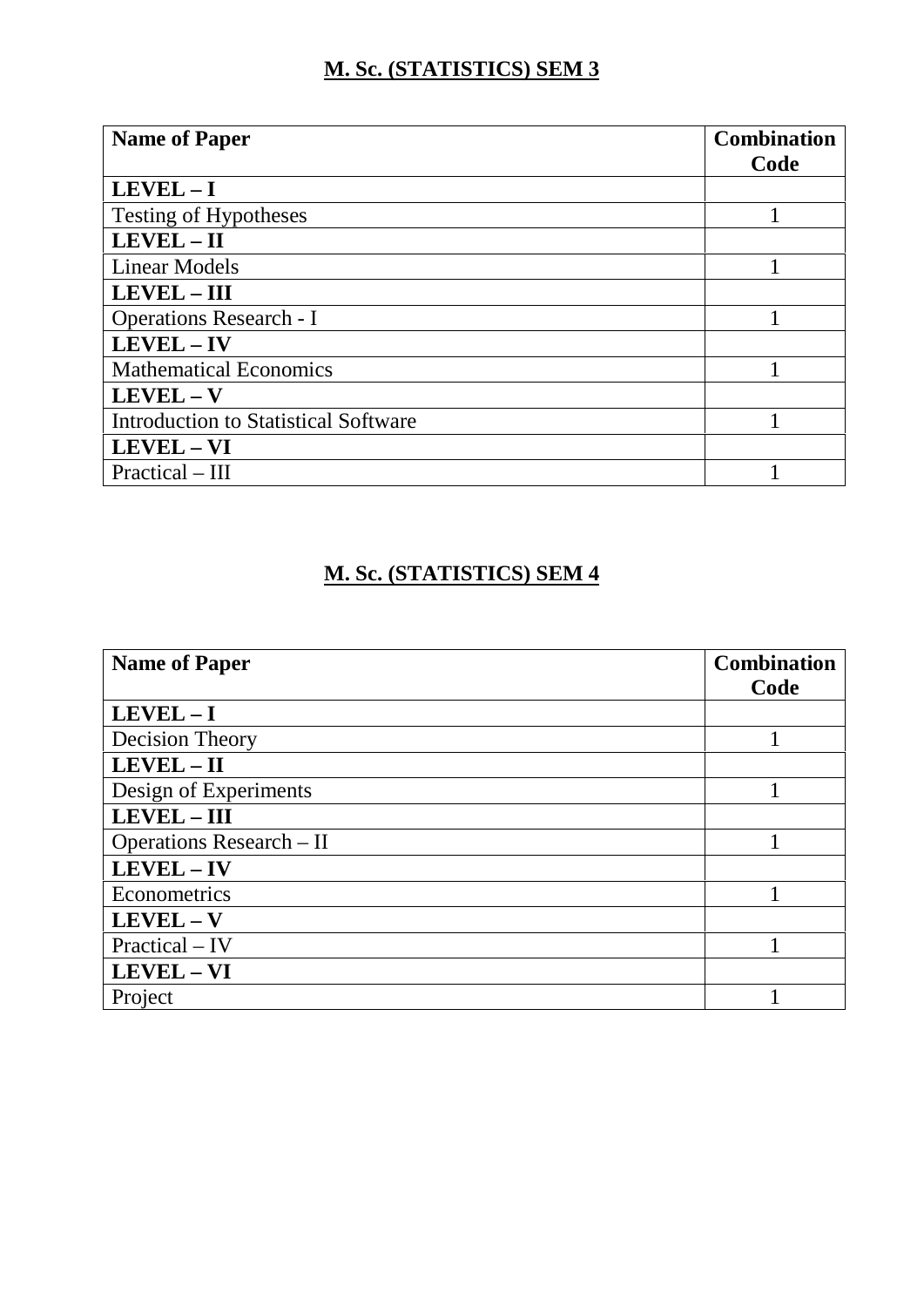## M. Sc. (STATISTICS) SEM 3

| Name of Paper | Combination Code |
|---|---|
| **LEVEL – I** | |
| Testing of Hypotheses | 1 |
| **LEVEL – II** | |
| Linear Models | 1 |
| **LEVEL – III** | |
| Operations Research - I | 1 |
| **LEVEL – IV** | |
| Mathematical Economics | 1 |
| **LEVEL – V** | |
| Introduction to Statistical Software | 1 |
| **LEVEL – VI** | |
| Practical – III | 1 |

## M. Sc. (STATISTICS) SEM 4

| Name of Paper | Combination Code |
|---|---|
| **LEVEL – I** | |
| Decision Theory | 1 |
| **LEVEL – II** | |
| Design of Experiments | 1 |
| **LEVEL – III** | |
| Operations Research – II | 1 |
| **LEVEL – IV** | |
| Econometrics | 1 |
| **LEVEL – V** | |
| Practical – IV | 1 |
| **LEVEL – VI** | |
| Project | 1 |